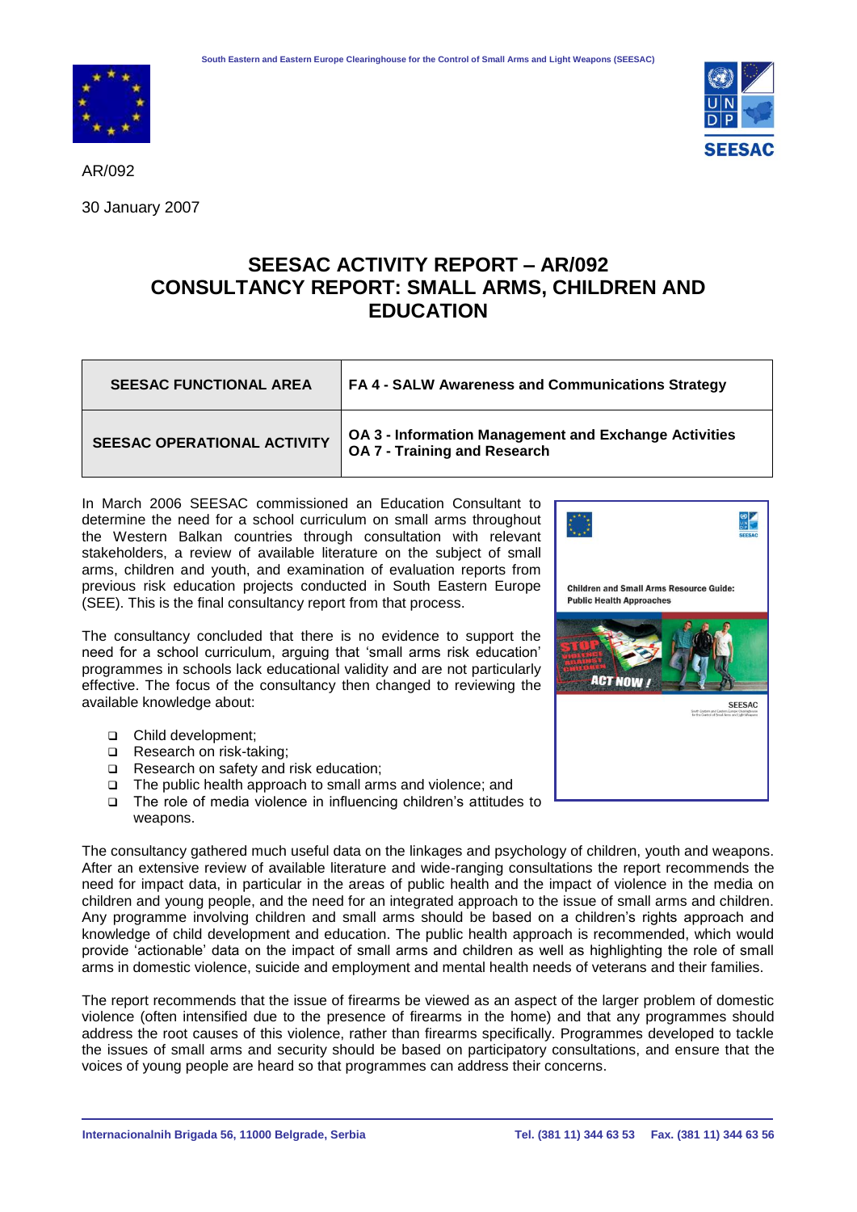South Eastern and Eastern Europe Clearinghouse for the Control of Small Arms and Light Weapons (SEESAC)

AR/092

30 January 2007

# SEESAC ACTIVITY REPORT – AR/092
# CONSULTANCY REPORT: SMALL ARMS, CHILDREN AND EDUCATION

| | |
|---|---|
| **SEESAC FUNCTIONAL AREA** | **FA 4 - SALW Awareness and Communications Strategy** |
| **SEESAC OPERATIONAL ACTIVITY** | **OA 3 - Information Management and Exchange Activities**<br>**OA 7 - Training and Research** |

In March 2006 SEESAC commissioned an Education Consultant to determine the need for a school curriculum on small arms throughout the Western Balkan countries through consultation with relevant stakeholders, a review of available literature on the subject of small arms, children and youth, and examination of evaluation reports from previous risk education projects conducted in South Eastern Europe (SEE). This is the final consultancy report from that process.

The consultancy concluded that there is no evidence to support the need for a school curriculum, arguing that 'small arms risk education' programmes in schools lack educational validity and are not particularly effective. The focus of the consultancy then changed to reviewing the available knowledge about:

- Child development;
- Research on risk-taking;
- Research on safety and risk education;
- The public health approach to small arms and violence; and
- The role of media violence in influencing children's attitudes to weapons.

The consultancy gathered much useful data on the linkages and psychology of children, youth and weapons. After an extensive review of available literature and wide-ranging consultations the report recommends the need for impact data, in particular in the areas of public health and the impact of violence in the media on children and young people, and the need for an integrated approach to the issue of small arms and children. Any programme involving children and small arms should be based on a children's rights approach and knowledge of child development and education. The public health approach is recommended, which would provide 'actionable' data on the impact of small arms and children as well as highlighting the role of small arms in domestic violence, suicide and employment and mental health needs of veterans and their families.

The report recommends that the issue of firearms be viewed as an aspect of the larger problem of domestic violence (often intensified due to the presence of firearms in the home) and that any programmes should address the root causes of this violence, rather than firearms specifically. Programmes developed to tackle the issues of small arms and security should be based on participatory consultations, and ensure that the voices of young people are heard so that programmes can address their concerns.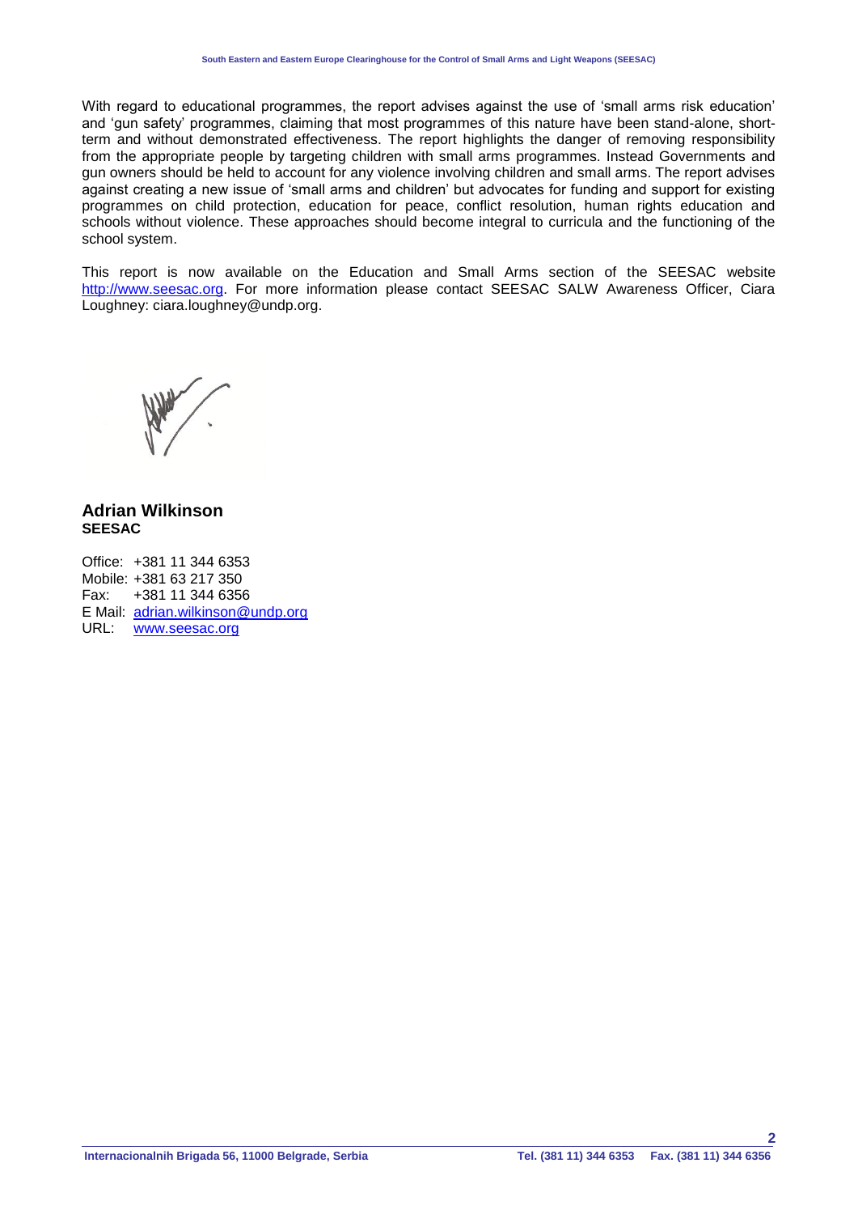With regard to educational programmes, the report advises against the use of 'small arms risk education' and 'gun safety' programmes, claiming that most programmes of this nature have been stand-alone, short-term and without demonstrated effectiveness. The report highlights the danger of removing responsibility from the appropriate people by targeting children with small arms programmes. Instead Governments and gun owners should be held to account for any violence involving children and small arms. The report advises against creating a new issue of 'small arms and children' but advocates for funding and support for existing programmes on child protection, education for peace, conflict resolution, human rights education and schools without violence. These approaches should become integral to curricula and the functioning of the school system.

This report is now available on the Education and Small Arms section of the SEESAC website http://www.seesac.org. For more information please contact SEESAC SALW Awareness Officer, Ciara Loughney: ciara.loughney@undp.org.

**Adrian Wilkinson**
**SEESAC**

Office: +381 11 344 6353
Mobile: +381 63 217 350
Fax: +381 11 344 6356
E Mail: adrian.wilkinson@undp.org
URL: www.seesac.org